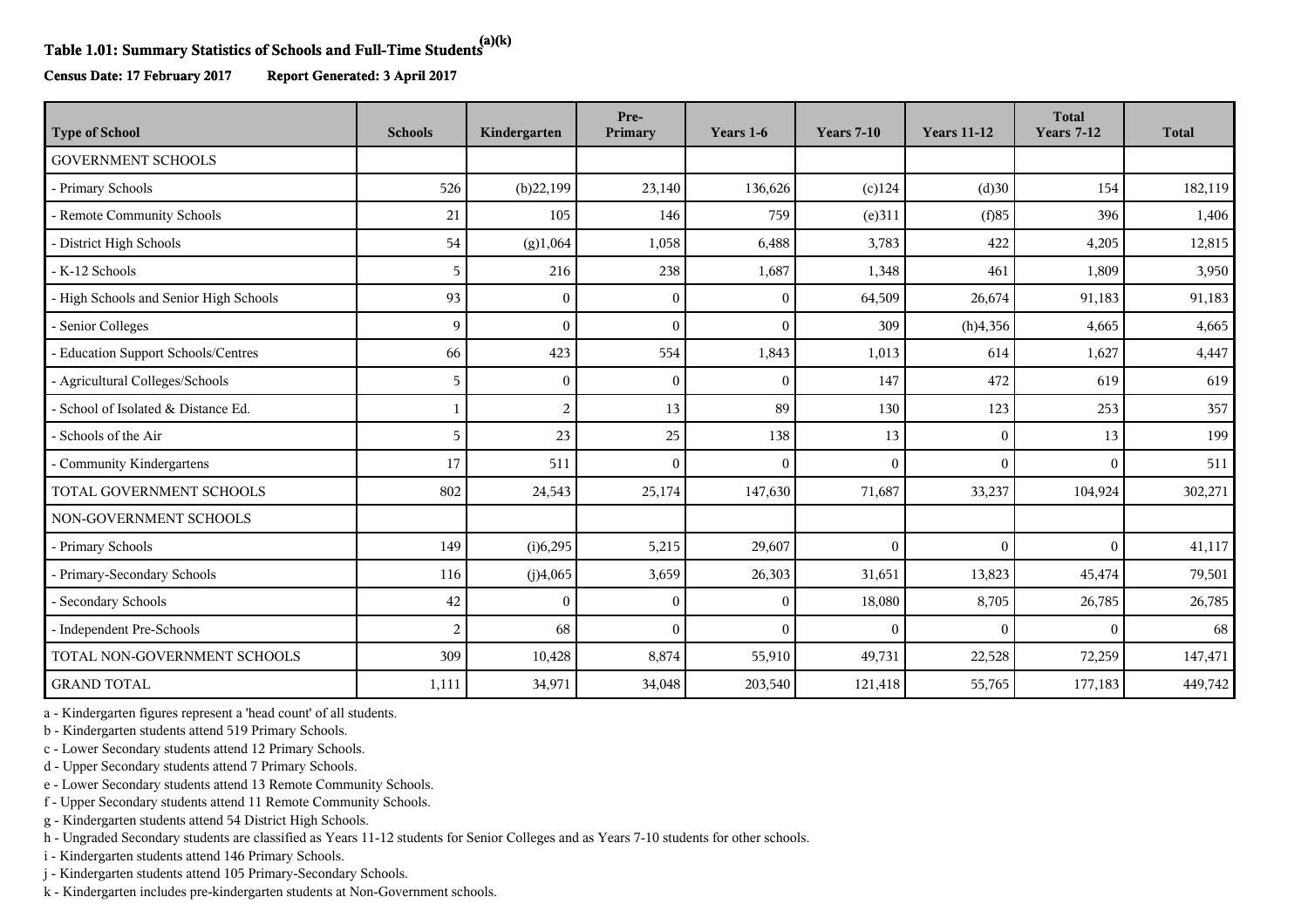**Table 1.01: Summary Statistics of Schools and Full-Time Students[(a)(k)]**

**Census Date: 17 February 2017** **Report Generated: 3 April 2017**

| Type of School | Schools | Kindergarten | Pre-Primary | Years 1-6 | Years 7-10 | Years 11-12 | Total Years 7-12 | Total |
|---|---|---|---|---|---|---|---|---|
| GOVERNMENT SCHOOLS | | | | | | | | |
| - Primary Schools | 526 | (b)22,199 | 23,140 | 136,626 | (c)124 | (d)30 | 154 | 182,119 |
| - Remote Community Schools | 21 | 105 | 146 | 759 | (e)311 | (f)85 | 396 | 1,406 |
| - District High Schools | 54 | (g)1,064 | 1,058 | 6,488 | 3,783 | 422 | 4,205 | 12,815 |
| - K-12 Schools | 5 | 216 | 238 | 1,687 | 1,348 | 461 | 1,809 | 3,950 |
| - High Schools and Senior High Schools | 93 | 0 | 0 | 0 | 64,509 | 26,674 | 91,183 | 91,183 |
| - Senior Colleges | 9 | 0 | 0 | 0 | 309 | (h)4,356 | 4,665 | 4,665 |
| - Education Support Schools/Centres | 66 | 423 | 554 | 1,843 | 1,013 | 614 | 1,627 | 4,447 |
| - Agricultural Colleges/Schools | 5 | 0 | 0 | 0 | 147 | 472 | 619 | 619 |
| - School of Isolated & Distance Ed. | 1 | 2 | 13 | 89 | 130 | 123 | 253 | 357 |
| - Schools of the Air | 5 | 23 | 25 | 138 | 13 | 0 | 13 | 199 |
| - Community Kindergartens | 17 | 511 | 0 | 0 | 0 | 0 | 0 | 511 |
| TOTAL GOVERNMENT SCHOOLS | 802 | 24,543 | 25,174 | 147,630 | 71,687 | 33,237 | 104,924 | 302,271 |
| NON-GOVERNMENT SCHOOLS | | | | | | | | |
| - Primary Schools | 149 | (i)6,295 | 5,215 | 29,607 | 0 | 0 | 0 | 41,117 |
| - Primary-Secondary Schools | 116 | (j)4,065 | 3,659 | 26,303 | 31,651 | 13,823 | 45,474 | 79,501 |
| - Secondary Schools | 42 | 0 | 0 | 0 | 18,080 | 8,705 | 26,785 | 26,785 |
| - Independent Pre-Schools | 2 | 68 | 0 | 0 | 0 | 0 | 0 | 68 |
| TOTAL NON-GOVERNMENT SCHOOLS | 309 | 10,428 | 8,874 | 55,910 | 49,731 | 22,528 | 72,259 | 147,471 |
| GRAND TOTAL | 1,111 | 34,971 | 34,048 | 203,540 | 121,418 | 55,765 | 177,183 | 449,742 |

a - Kindergarten figures represent a 'head count' of all students.
b - Kindergarten students attend 519 Primary Schools.
c - Lower Secondary students attend 12 Primary Schools.
d - Upper Secondary students attend 7 Primary Schools.
e - Lower Secondary students attend 13 Remote Community Schools.
f - Upper Secondary students attend 11 Remote Community Schools.
g - Kindergarten students attend 54 District High Schools.
h - Ungraded Secondary students are classified as Years 11-12 students for Senior Colleges and as Years 7-10 students for other schools.
i - Kindergarten students attend 146 Primary Schools.
j - Kindergarten students attend 105 Primary-Secondary Schools.
k - Kindergarten includes pre-kindergarten students at Non-Government schools.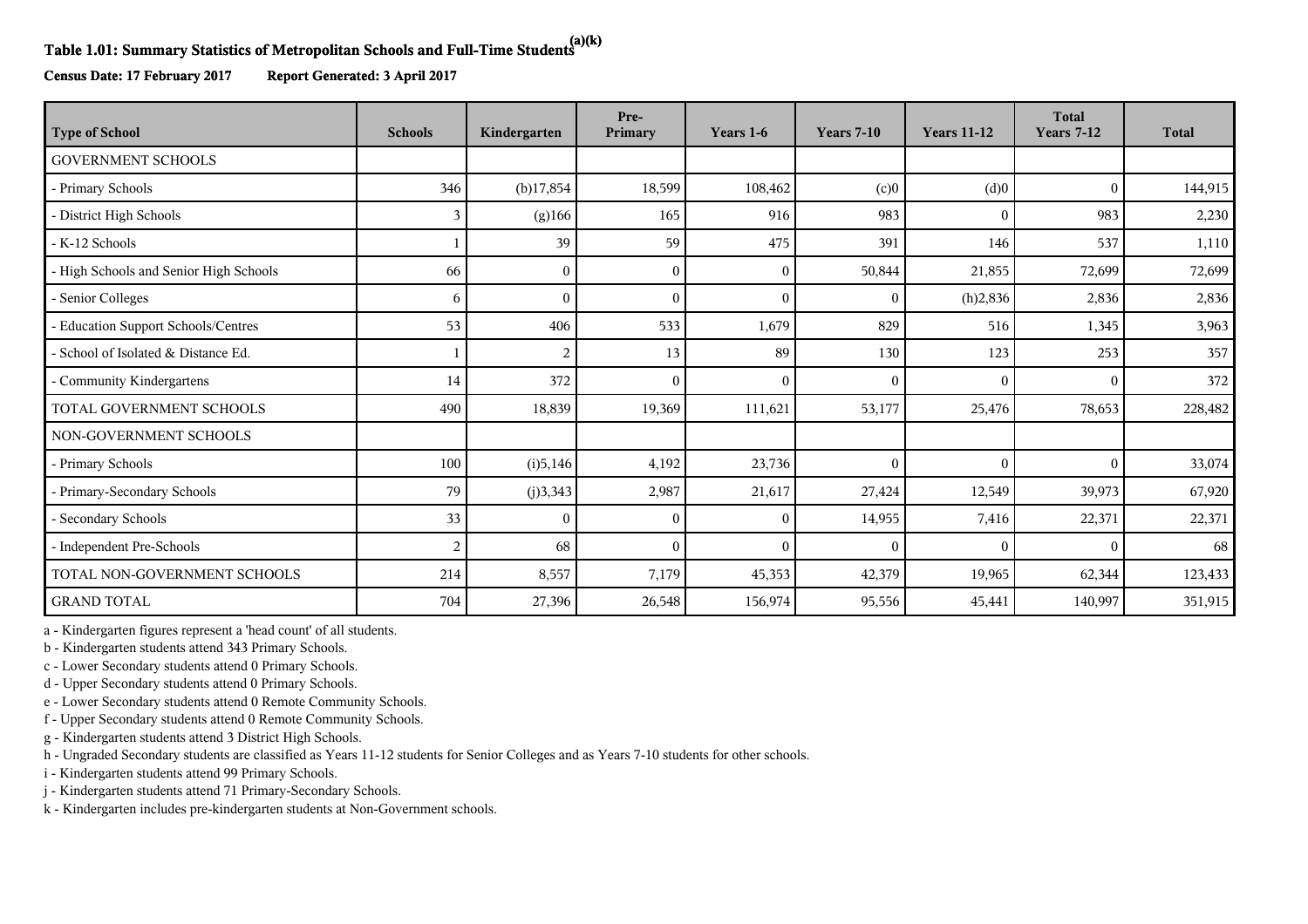# Table 1.01: Summary Statistics of Metropolitan Schools and Full-Time Students[(a)(k)]

**Census Date: 17 February 2017** **Report Generated: 3 April 2017**

| Type of School | Schools | Kindergarten | Pre-Primary | Years 1-6 | Years 7-10 | Years 11-12 | Total Years 7-12 | Total |
|---|---|---|---|---|---|---|---|---|
| GOVERNMENT SCHOOLS | | | | | | | | |
| - Primary Schools | 346 | (b)17,854 | 18,599 | 108,462 | (c)0 | (d)0 | 0 | 144,915 |
| - District High Schools | 3 | (g)166 | 165 | 916 | 983 | 0 | 983 | 2,230 |
| - K-12 Schools | 1 | 39 | 59 | 475 | 391 | 146 | 537 | 1,110 |
| - High Schools and Senior High Schools | 66 | 0 | 0 | 0 | 50,844 | 21,855 | 72,699 | 72,699 |
| - Senior Colleges | 6 | 0 | 0 | 0 | 0 | (h)2,836 | 2,836 | 2,836 |
| - Education Support Schools/Centres | 53 | 406 | 533 | 1,679 | 829 | 516 | 1,345 | 3,963 |
| - School of Isolated & Distance Ed. | 1 | 2 | 13 | 89 | 130 | 123 | 253 | 357 |
| - Community Kindergartens | 14 | 372 | 0 | 0 | 0 | 0 | 0 | 372 |
| TOTAL GOVERNMENT SCHOOLS | 490 | 18,839 | 19,369 | 111,621 | 53,177 | 25,476 | 78,653 | 228,482 |
| NON-GOVERNMENT SCHOOLS | | | | | | | | |
| - Primary Schools | 100 | (i)5,146 | 4,192 | 23,736 | 0 | 0 | 0 | 33,074 |
| - Primary-Secondary Schools | 79 | (j)3,343 | 2,987 | 21,617 | 27,424 | 12,549 | 39,973 | 67,920 |
| - Secondary Schools | 33 | 0 | 0 | 0 | 14,955 | 7,416 | 22,371 | 22,371 |
| - Independent Pre-Schools | 2 | 68 | 0 | 0 | 0 | 0 | 0 | 68 |
| TOTAL NON-GOVERNMENT SCHOOLS | 214 | 8,557 | 7,179 | 45,353 | 42,379 | 19,965 | 62,344 | 123,433 |
| GRAND TOTAL | 704 | 27,396 | 26,548 | 156,974 | 95,556 | 45,441 | 140,997 | 351,915 |

a - Kindergarten figures represent a 'head count' of all students.
b - Kindergarten students attend 343 Primary Schools.
c - Lower Secondary students attend 0 Primary Schools.
d - Upper Secondary students attend 0 Primary Schools.
e - Lower Secondary students attend 0 Remote Community Schools.
f - Upper Secondary students attend 0 Remote Community Schools.
g - Kindergarten students attend 3 District High Schools.
h - Ungraded Secondary students are classified as Years 11-12 students for Senior Colleges and as Years 7-10 students for other schools.
i - Kindergarten students attend 99 Primary Schools.
j - Kindergarten students attend 71 Primary-Secondary Schools.
k - Kindergarten includes pre-kindergarten students at Non-Government schools.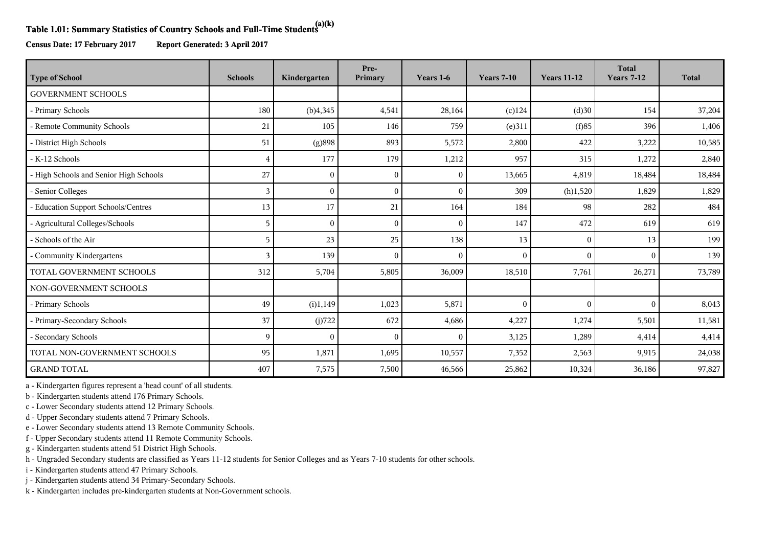**Table 1.01: Summary Statistics of Country Schools and Full-Time Students[(a)(k)]**

**Census Date: 17 February 2017 Report Generated: 3 April 2017**

| Type of School | Schools | Kindergarten | Pre-Primary | Years 1-6 | Years 7-10 | Years 11-12 | Total Years 7-12 | Total |
|---|---|---|---|---|---|---|---|---|
| GOVERNMENT SCHOOLS | | | | | | | | |
| - Primary Schools | 180 | (b)4,345 | 4,541 | 28,164 | (c)124 | (d)30 | 154 | 37,204 |
| - Remote Community Schools | 21 | 105 | 146 | 759 | (e)311 | (f)85 | 396 | 1,406 |
| - District High Schools | 51 | (g)898 | 893 | 5,572 | 2,800 | 422 | 3,222 | 10,585 |
| - K-12 Schools | 4 | 177 | 179 | 1,212 | 957 | 315 | 1,272 | 2,840 |
| - High Schools and Senior High Schools | 27 | 0 | 0 | 0 | 13,665 | 4,819 | 18,484 | 18,484 |
| - Senior Colleges | 3 | 0 | 0 | 0 | 309 | (h)1,520 | 1,829 | 1,829 |
| - Education Support Schools/Centres | 13 | 17 | 21 | 164 | 184 | 98 | 282 | 484 |
| - Agricultural Colleges/Schools | 5 | 0 | 0 | 0 | 147 | 472 | 619 | 619 |
| - Schools of the Air | 5 | 23 | 25 | 138 | 13 | 0 | 13 | 199 |
| - Community Kindergartens | 3 | 139 | 0 | 0 | 0 | 0 | 0 | 139 |
| TOTAL GOVERNMENT SCHOOLS | 312 | 5,704 | 5,805 | 36,009 | 18,510 | 7,761 | 26,271 | 73,789 |
| NON-GOVERNMENT SCHOOLS | | | | | | | | |
| - Primary Schools | 49 | (i)1,149 | 1,023 | 5,871 | 0 | 0 | 0 | 8,043 |
| - Primary-Secondary Schools | 37 | (j)722 | 672 | 4,686 | 4,227 | 1,274 | 5,501 | 11,581 |
| - Secondary Schools | 9 | 0 | 0 | 0 | 3,125 | 1,289 | 4,414 | 4,414 |
| TOTAL NON-GOVERNMENT SCHOOLS | 95 | 1,871 | 1,695 | 10,557 | 7,352 | 2,563 | 9,915 | 24,038 |
| GRAND TOTAL | 407 | 7,575 | 7,500 | 46,566 | 25,862 | 10,324 | 36,186 | 97,827 |

a - Kindergarten figures represent a 'head count' of all students.
b - Kindergarten students attend 176 Primary Schools.
c - Lower Secondary students attend 12 Primary Schools.
d - Upper Secondary students attend 7 Primary Schools.
e - Lower Secondary students attend 13 Remote Community Schools.
f - Upper Secondary students attend 11 Remote Community Schools.
g - Kindergarten students attend 51 District High Schools.
h - Ungraded Secondary students are classified as Years 11-12 students for Senior Colleges and as Years 7-10 students for other schools.
i - Kindergarten students attend 47 Primary Schools.
j - Kindergarten students attend 34 Primary-Secondary Schools.
k - Kindergarten includes pre-kindergarten students at Non-Government schools.